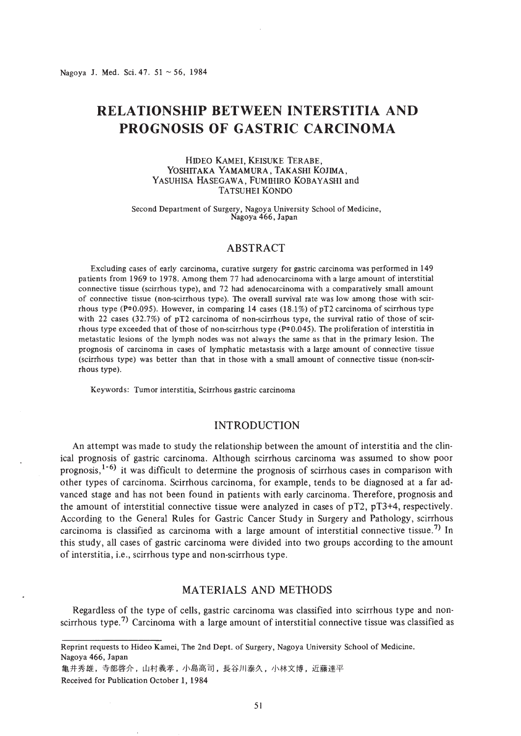# RELATIONSHIP BETWEEN INTERSTITIA AND PROGNOSIS OF GASTRIC CARCINOMA

HIDEO KAMEI, KEISUKE TERABE, YOSHITAKA YAMAMURA, TAKASHI KOJIMA, YASUHISA HASEGAWA, FUMIHIRO KOBAYASHI and TATSUHEI KONDO

*Second Department of Surgery, Nagoya University School of Medicine, Nagoya 466, Japan*

## ABSTRACT

Excluding cases of early carcinoma, curative surgery for gastric carcinoma was performed in 149 patients from 1969 to 1978. Among them 77 had adenocarcinoma with a large amount of interstitial connective tissue (scirrhous type), and 72 had adenocarcinoma with a comparatively small amount of connective tissue (non-scirrhous type). The overall survival rate was low among those with scirrhous type (P≑0.095). However, in comparing 14 cases (18.1%) of pT2 carcinoma of scirrhous type with 22 cases (32.7%) of pT2 carcinoma of non-scirrhous type, the survival ratio of those of scirrhous type exceeded that of those of non-scirrhous type (P≑0.045). The proliferation of interstitia in metastatic lesions of the lymph nodes was not always the same as that in the primary lesion. The prognosis of carcinoma in cases of lymphatic metastasis with a large amount of connective tissue (scirrhous type) was better than that in those with a small amount of connective tissue (non-scirrhous type).

Keywords: Tumor interstitia, Scirrhous gastric carcinoma

## INTRODUCTION

An attempt was made to study the relationship between the amount of interstitia and the clinical prognosis of gastric carcinoma. Although scirrhous carcinoma was assumed to show poor prognosis,[1-6] it was difficult to determine the prognosis of scirrhous cases in comparison with other types of carcinoma. Scirrhous carcinoma, for example, tends to be diagnosed at a far advanced stage and has not been found in patients with early carcinoma. Therefore, prognosis and the amount of interstitial connective tissue were analyzed in cases of pT2, pT3+4, respectively. According to the General Rules for Gastric Cancer Study in Surgery and Pathology, scirrhous carcinoma is classified as carcinoma with a large amount of interstitial connective tissue.[7] In this study, all cases of gastric carcinoma were divided into two groups according to the amount of interstitia, i.e., scirrhous type and non-scirrhous type.

## MATERIALS AND METHODS

Regardless of the type of cells, gastric carcinoma was classified into scirrhous type and non-scirrhous type.[7] Carcinoma with a large amount of interstitial connective tissue was classified as

---

Reprint requests to Hideo Kamei, The 2nd Dept. of Surgery, Nagoya University School of Medicine. Nagoya 466, Japan

亀井秀雄，寺部啓介，山村義孝，小島高司，長谷川泰久，小林文博，近藤達平

Received for Publication October 1, 1984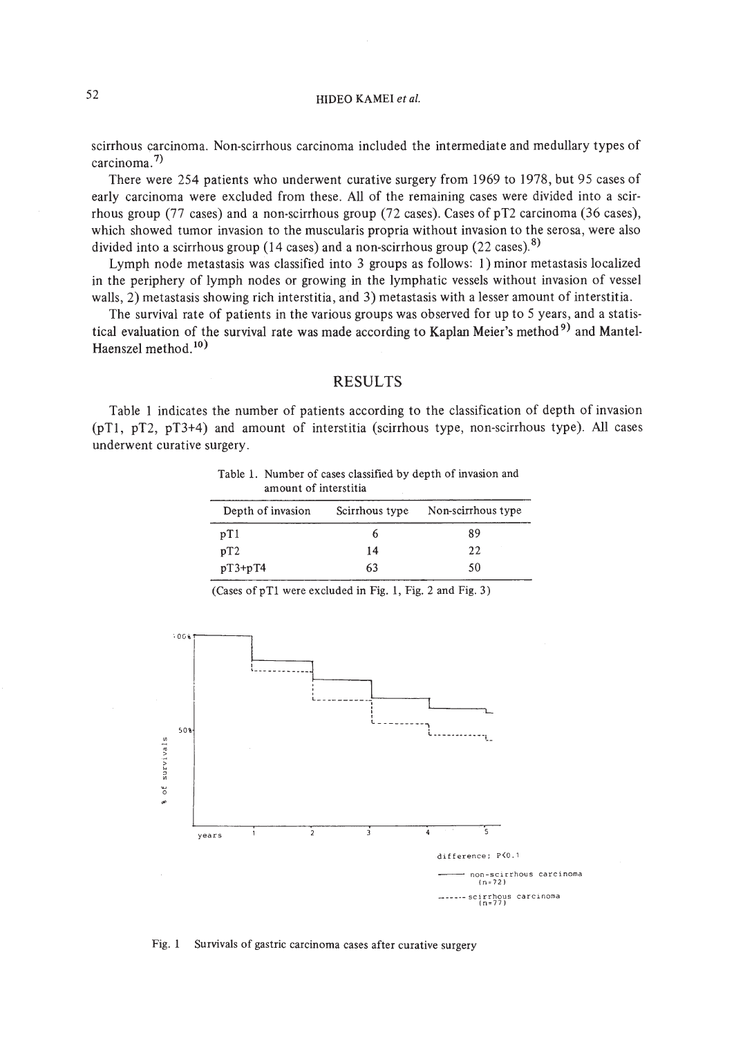scirrhous carcinoma. Non-scirrhous carcinoma included the intermediate and medullary types of carcinoma.[7)]

There were 254 patients who underwent curative surgery from 1969 to 1978, but 95 cases of early carcinoma were excluded from these. All of the remaining cases were divided into a scirrhous group (77 cases) and a non-scirrhous group (72 cases). Cases of pT2 carcinoma (36 cases), which showed tumor invasion to the muscularis propria without invasion to the serosa, were also divided into a scirrhous group (14 cases) and a non-scirrhous group (22 cases).[8)]

Lymph node metastasis was classified into 3 groups as follows: 1) minor metastasis localized in the periphery of lymph nodes or growing in the lymphatic vessels without invasion of vessel walls, 2) metastasis showing rich interstitia, and 3) metastasis with a lesser amount of interstitia.

The survival rate of patients in the various groups was observed for up to 5 years, and a statistical evaluation of the survival rate was made according to Kaplan Meier's method[9)] and Mantel-Haenszel method.[10)]

## RESULTS

Table 1 indicates the number of patients according to the classification of depth of invasion (pT1, pT2, pT3+4) and amount of interstitia (scirrhous type, non-scirrhous type). All cases underwent curative surgery.

Table 1. Number of cases classified by depth of invasion and amount of interstitia

| Depth of invasion | Scirrhous type | Non-scirrhous type |
|---|---|---|
| pT1 | 6 | 89 |
| pT2 | 14 | 22 |
| pT3+pT4 | 63 | 50 |

(Cases of pT1 were excluded in Fig. 1, Fig. 2 and Fig. 3)

100%

50%

% of survivals

years 1 2 3 4 5

difference; P<0.1

—— non-scirrhous carcinoma (n=72)

------ scirrhous carcinoma (n=77)

Fig. 1 Survivals of gastric carcinoma cases after curative surgery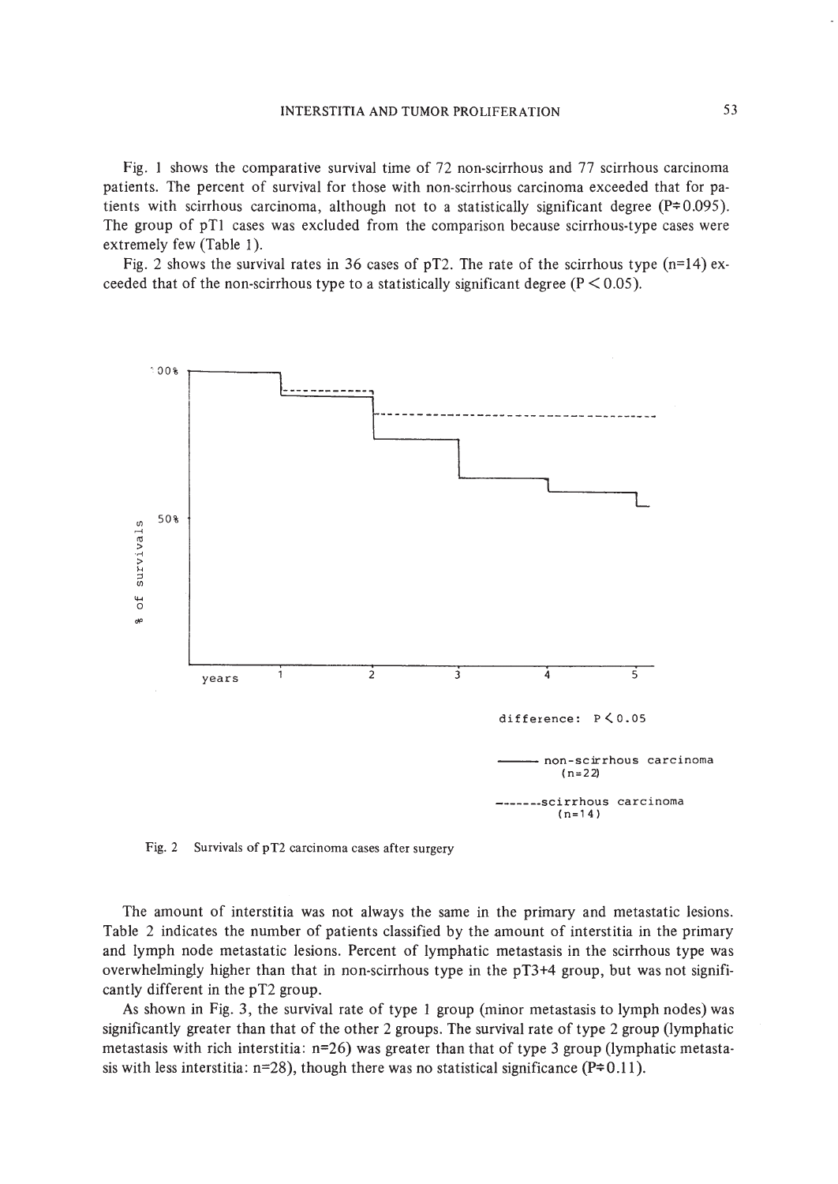Fig. 1 shows the comparative survival time of 72 non-scirrhous and 77 scirrhous carcinoma patients. The percent of survival for those with non-scirrhous carcinoma exceeded that for patients with scirrhous carcinoma, although not to a statistically significant degree (P≑0.095). The group of pT1 cases was excluded from the comparison because scirrhous-type cases were extremely few (Table 1).

Fig. 2 shows the survival rates in 36 cases of pT2. The rate of the scirrhous type (n=14) exceeded that of the non-scirrhous type to a statistically significant degree ($P < 0.05$).

100%

50%

% of survivals

years 1 2 3 4 5

difference: $P < 0.05$

——— non-scirrhous carcinoma (n=22)

------- scirrhous carcinoma (n=14)

Fig. 2 Survivals of pT2 carcinoma cases after surgery

The amount of interstitia was not always the same in the primary and metastatic lesions. Table 2 indicates the number of patients classified by the amount of interstitia in the primary and lymph node metastatic lesions. Percent of lymphatic metastasis in the scirrhous type was overwhelmingly higher than that in non-scirrhous type in the pT3+4 group, but was not significantly different in the pT2 group.

As shown in Fig. 3, the survival rate of type 1 group (minor metastasis to lymph nodes) was significantly greater than that of the other 2 groups. The survival rate of type 2 group (lymphatic metastasis with rich interstitia: n=26) was greater than that of type 3 group (lymphatic metastasis with less interstitia: n=28), though there was no statistical significance (P≑0.11).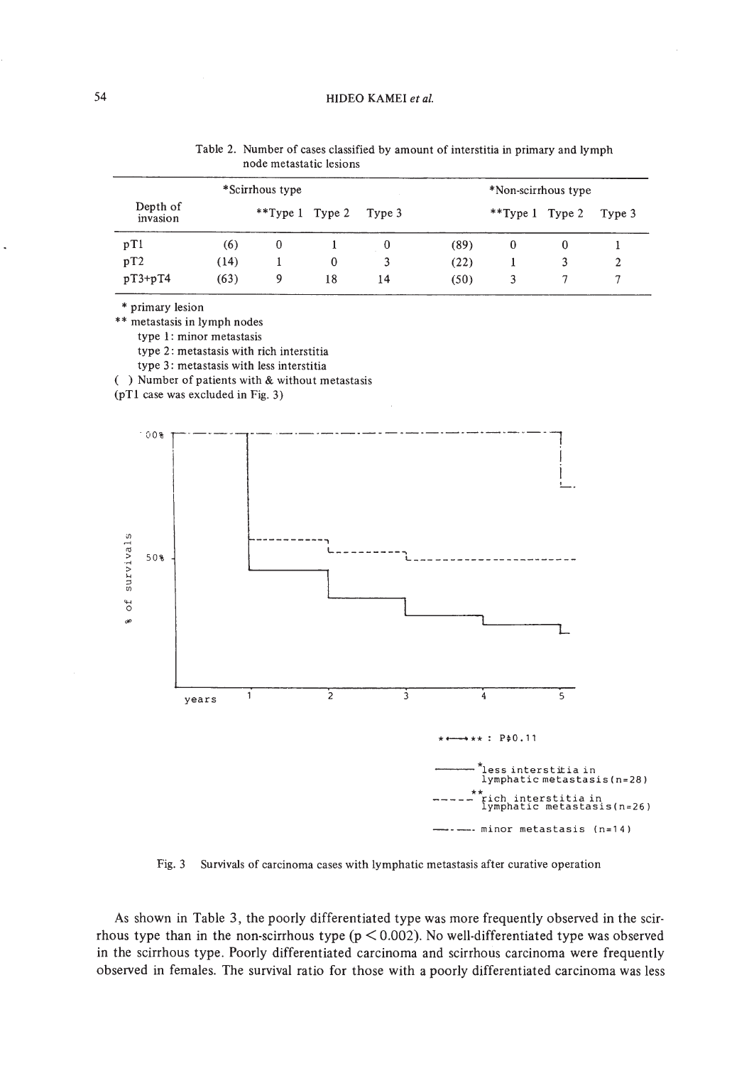Table 2. Number of cases classified by amount of interstitia in primary and lymph node metastatic lesions

| Depth of invasion | *Scirrhous type | | | | *Non-scirrhous type | | | |
|---|---|---|---|---|---|---|---|---|
| | | **Type 1 | Type 2 | Type 3 | | **Type 1 | Type 2 | Type 3 |
| pT1 | (6) | 0 | 1 | 0 | (89) | 0 | 0 | 1 |
| pT2 | (14) | 1 | 0 | 3 | (22) | 1 | 3 | 2 |
| pT3+pT4 | (63) | 9 | 18 | 14 | (50) | 3 | 7 | 7 |

\* primary lesion
** metastasis in lymph nodes
type 1: minor metastasis
type 2: metastasis with rich interstitia
type 3: metastasis with less interstitia
( ) Number of patients with & without metastasis
(pT1 case was excluded in Fig. 3)

*—** : P≑0.11

——— *less interstitia in lymphatic metastasis (n=28)

- - - - **rich interstitia in lymphatic metastasis (n=26)

—·—· minor metastasis (n=14)

Fig. 3 Survivals of carcinoma cases with lymphatic metastasis after curative operation

As shown in Table 3, the poorly differentiated type was more frequently observed in the scirrhous type than in the non-scirrhous type ($p < 0.002$). No well-differentiated type was observed in the scirrhous type. Poorly differentiated carcinoma and scirrhous carcinoma were frequently observed in females. The survival ratio for those with a poorly differentiated carcinoma was less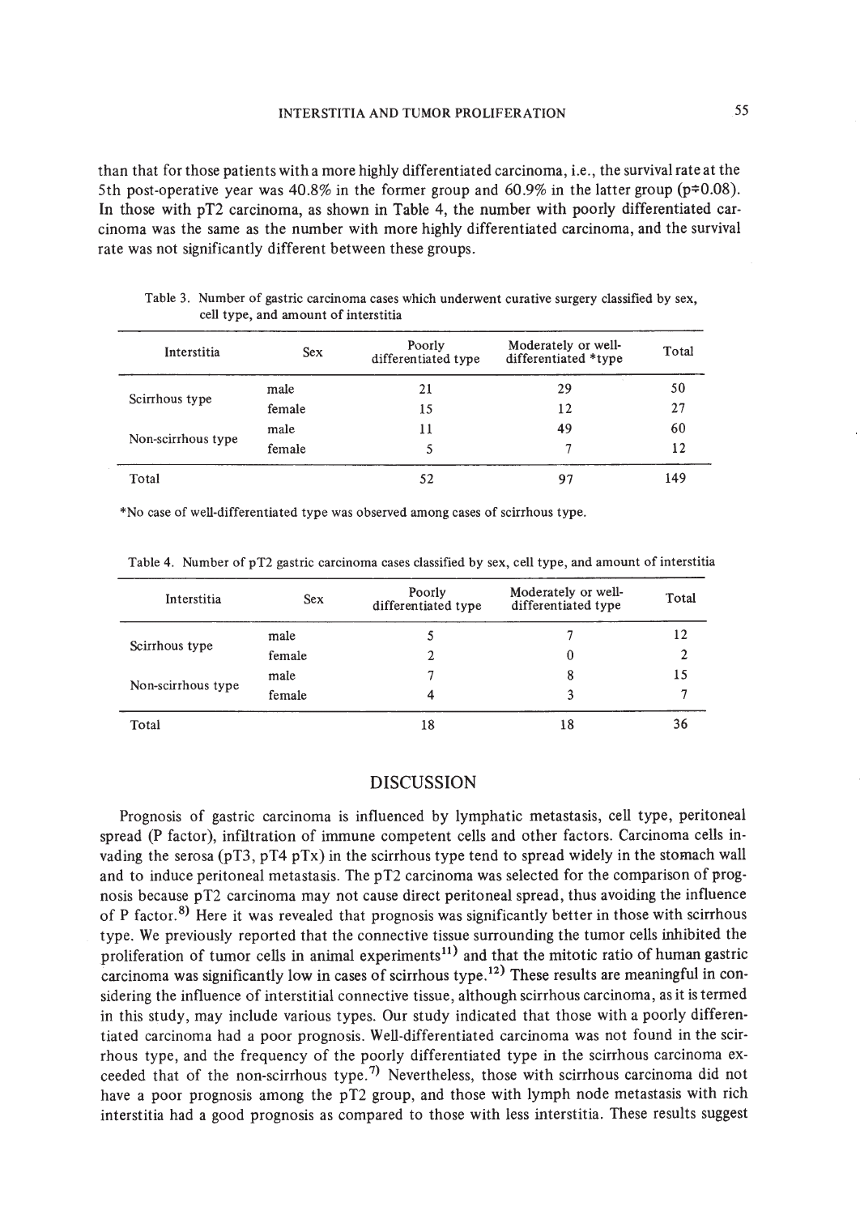than that for those patients with a more highly differentiated carcinoma, i.e., the survival rate at the 5th post-operative year was 40.8% in the former group and 60.9% in the latter group ($p \doteqdot 0.08$). In those with pT2 carcinoma, as shown in Table 4, the number with poorly differentiated carcinoma was the same as the number with more highly differentiated carcinoma, and the survival rate was not significantly different between these groups.

Table 3. Number of gastric carcinoma cases which underwent curative surgery classified by sex, cell type, and amount of interstitia

| Interstitia | Sex | Poorly differentiated type | Moderately or well-differentiated *type | Total |
|---|---|---|---|---|
| Scirrhous type | male | 21 | 29 | 50 |
| | female | 15 | 12 | 27 |
| Non-scirrhous type | male | 11 | 49 | 60 |
| | female | 5 | 7 | 12 |
| Total | | 52 | 97 | 149 |

*No case of well-differentiated type was observed among cases of scirrhous type.

Table 4. Number of pT2 gastric carcinoma cases classified by sex, cell type, and amount of interstitia

| Interstitia | Sex | Poorly differentiated type | Moderately or well-differentiated type | Total |
|---|---|---|---|---|
| Scirrhous type | male | 5 | 7 | 12 |
| | female | 2 | 0 | 2 |
| Non-scirrhous type | male | 7 | 8 | 15 |
| | female | 4 | 3 | 7 |
| Total | | 18 | 18 | 36 |

## DISCUSSION

Prognosis of gastric carcinoma is influenced by lymphatic metastasis, cell type, peritoneal spread (P factor), infiltration of immune competent cells and other factors. Carcinoma cells invading the serosa (pT3, pT4 pTx) in the scirrhous type tend to spread widely in the stomach wall and to induce peritoneal metastasis. The pT2 carcinoma was selected for the comparison of prognosis because pT2 carcinoma may not cause direct peritoneal spread, thus avoiding the influence of P factor.[8] Here it was revealed that prognosis was significantly better in those with scirrhous type. We previously reported that the connective tissue surrounding the tumor cells inhibited the proliferation of tumor cells in animal experiments[11] and that the mitotic ratio of human gastric carcinoma was significantly low in cases of scirrhous type.[12] These results are meaningful in considering the influence of interstitial connective tissue, although scirrhous carcinoma, as it is termed in this study, may include various types. Our study indicated that those with a poorly differentiated carcinoma had a poor prognosis. Well-differentiated carcinoma was not found in the scirrhous type, and the frequency of the poorly differentiated type in the scirrhous carcinoma exceeded that of the non-scirrhous type.[7] Nevertheless, those with scirrhous carcinoma did not have a poor prognosis among the pT2 group, and those with lymph node metastasis with rich interstitia had a good prognosis as compared to those with less interstitia. These results suggest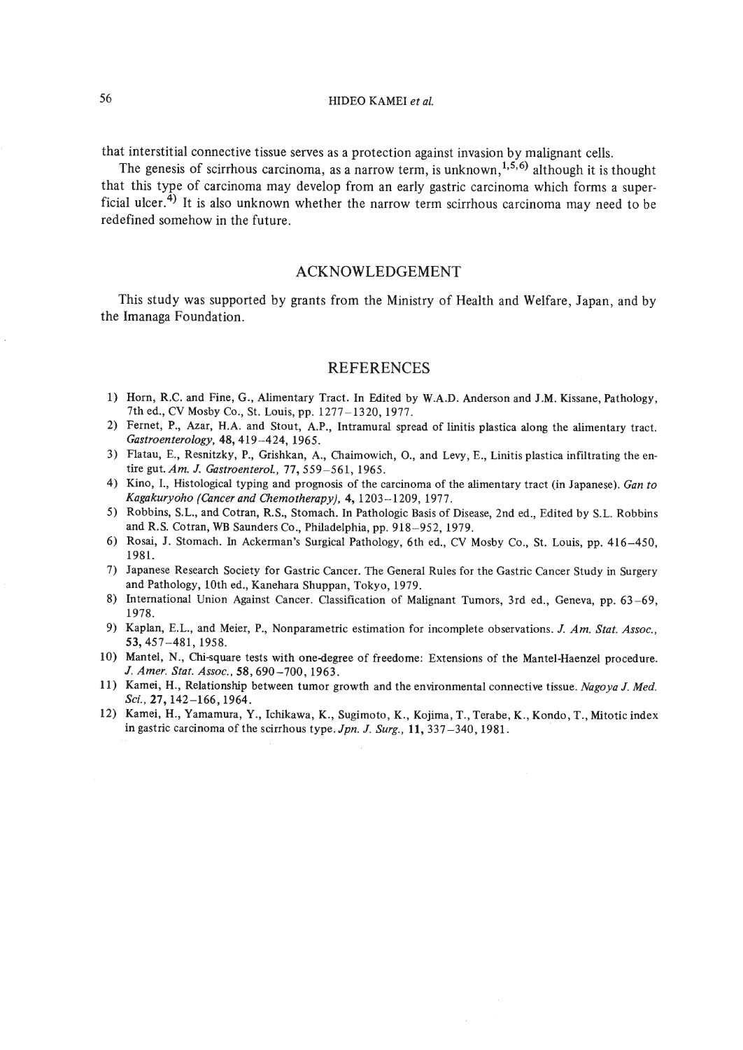that interstitial connective tissue serves as a protection against invasion by malignant cells.

The genesis of scirrhous carcinoma, as a narrow term, is unknown,[1,5,6] although it is thought that this type of carcinoma may develop from an early gastric carcinoma which forms a superficial ulcer.[4] It is also unknown whether the narrow term scirrhous carcinoma may need to be redefined somehow in the future.

## ACKNOWLEDGEMENT

This study was supported by grants from the Ministry of Health and Welfare, Japan, and by the Imanaga Foundation.

## REFERENCES

1) Horn, R.C. and Fine, G., Alimentary Tract. In Edited by W.A.D. Anderson and J.M. Kissane, Pathology, 7th ed., CV Mosby Co., St. Louis, pp. 1277–1320, 1977.
2) Fernet, P., Azar, H.A. and Stout, A.P., Intramural spread of linitis plastica along the alimentary tract. *Gastroenterology,* **48,** 419–424, 1965.
3) Flatau, E., Resnitzky, P., Grishkan, A., Chaimowich, O., and Levy, E., Linitis plastica infiltrating the entire gut. *Am. J. Gastroenterol.,* **77,** 559–561, 1965.
4) Kino, I., Histological typing and prognosis of the carcinoma of the alimentary tract (in Japanese). *Gan to Kagakuryoho (Cancer and Chemotherapy),* **4,** 1203–1209, 1977.
5) Robbins, S.L., and Cotran, R.S., Stomach. In Pathologic Basis of Disease, 2nd ed., Edited by S.L. Robbins and R.S. Cotran, WB Saunders Co., Philadelphia, pp. 918–952, 1979.
6) Rosai, J. Stomach. In Ackerman's Surgical Pathology, 6th ed., CV Mosby Co., St. Louis, pp. 416–450, 1981.
7) Japanese Research Society for Gastric Cancer. The General Rules for the Gastric Cancer Study in Surgery and Pathology, 10th ed., Kanehara Shuppan, Tokyo, 1979.
8) International Union Against Cancer. Classification of Malignant Tumors, 3rd ed., Geneva, pp. 63–69, 1978.
9) Kaplan, E.L., and Meier, P., Nonparametric estimation for incomplete observations. *J. Am. Stat. Assoc.,* **53,** 457–481, 1958.
10) Mantel, N., Chi-square tests with one-degree of freedome: Extensions of the Mantel-Haenzel procedure. *J. Amer. Stat. Assoc.,* **58,** 690–700, 1963.
11) Kamei, H., Relationship between tumor growth and the environmental connective tissue. *Nagoya J. Med. Sci.,* **27,** 142–166, 1964.
12) Kamei, H., Yamamura, Y., Ichikawa, K., Sugimoto, K., Kojima, T., Terabe, K., Kondo, T., Mitotic index in gastric carcinoma of the scirrhous type. *Jpn. J. Surg.,* **11,** 337–340, 1981.